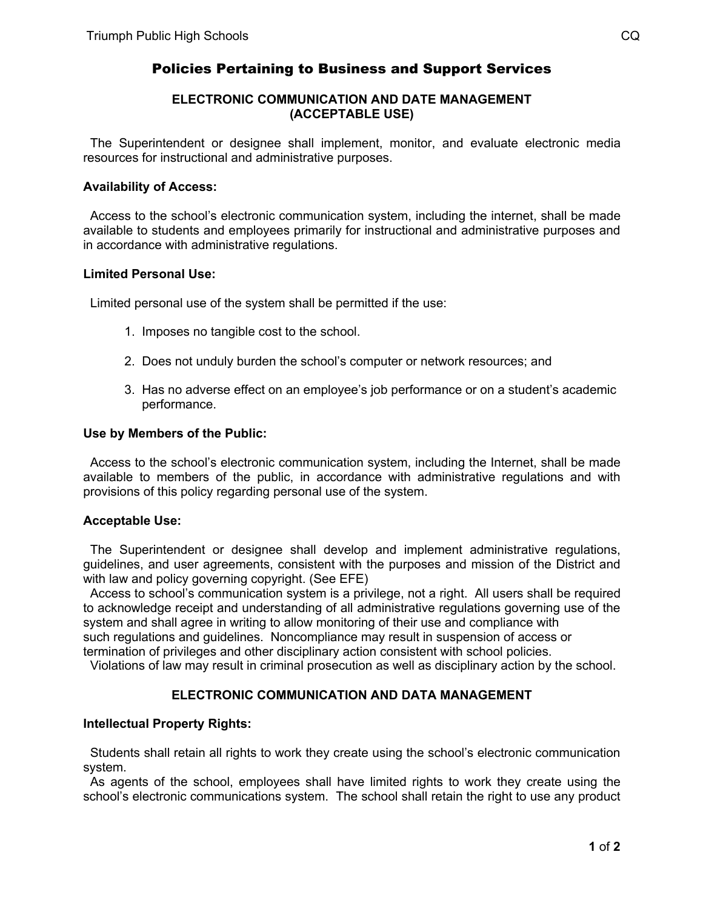# Policies Pertaining to Business and Support Services

## ELECTRONIC COMMUNICATION AND DATE MANAGEMENT (ACCEPTABLE USE)

The Superintendent or designee shall implement, monitor, and evaluate electronic media resources for instructional and administrative purposes.

**Availability of Access:**

Access to the school's electronic communication system, including the internet, shall be made available to students and employees primarily for instructional and administrative purposes and in accordance with administrative regulations.

**Limited Personal Use:**

Limited personal use of the system shall be permitted if the use:

1. Imposes no tangible cost to the school.
2. Does not unduly burden the school's computer or network resources; and
3. Has no adverse effect on an employee's job performance or on a student's academic performance.

**Use by Members of the Public:**

Access to the school's electronic communication system, including the Internet, shall be made available to members of the public, in accordance with administrative regulations and with provisions of this policy regarding personal use of the system.

**Acceptable Use:**

The Superintendent or designee shall develop and implement administrative regulations, guidelines, and user agreements, consistent with the purposes and mission of the District and with law and policy governing copyright. (See EFE)

Access to school's communication system is a privilege, not a right. All users shall be required to acknowledge receipt and understanding of all administrative regulations governing use of the system and shall agree in writing to allow monitoring of their use and compliance with such regulations and guidelines. Noncompliance may result in suspension of access or termination of privileges and other disciplinary action consistent with school policies.

Violations of law may result in criminal prosecution as well as disciplinary action by the school.

## ELECTRONIC COMMUNICATION AND DATA MANAGEMENT

**Intellectual Property Rights:**

Students shall retain all rights to work they create using the school's electronic communication system.

As agents of the school, employees shall have limited rights to work they create using the school's electronic communications system. The school shall retain the right to use any product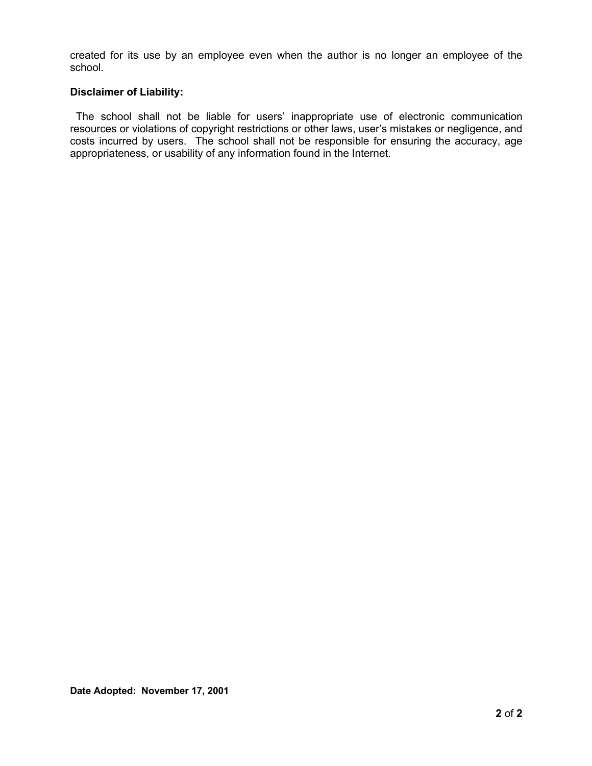created for its use by an employee even when the author is no longer an employee of the school.

**Disclaimer of Liability:**

The school shall not be liable for users' inappropriate use of electronic communication resources or violations of copyright restrictions or other laws, user's mistakes or negligence, and costs incurred by users. The school shall not be responsible for ensuring the accuracy, age appropriateness, or usability of any information found in the Internet.

**Date Adopted: November 17, 2001**